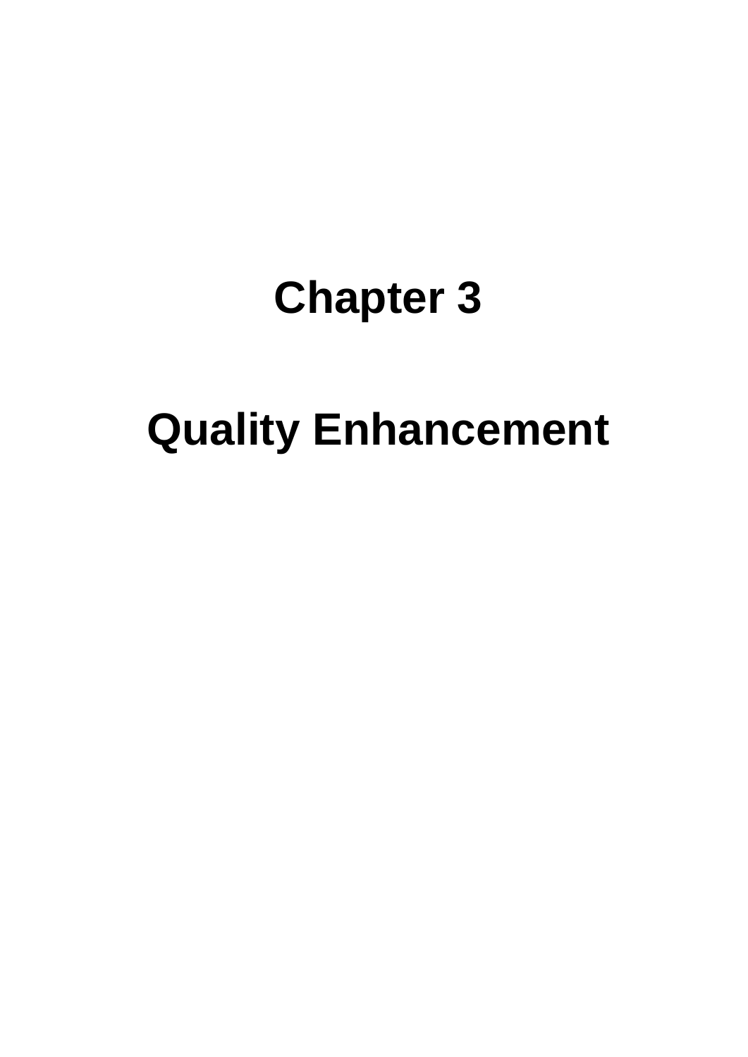# Chapter 3

# Quality Enhancement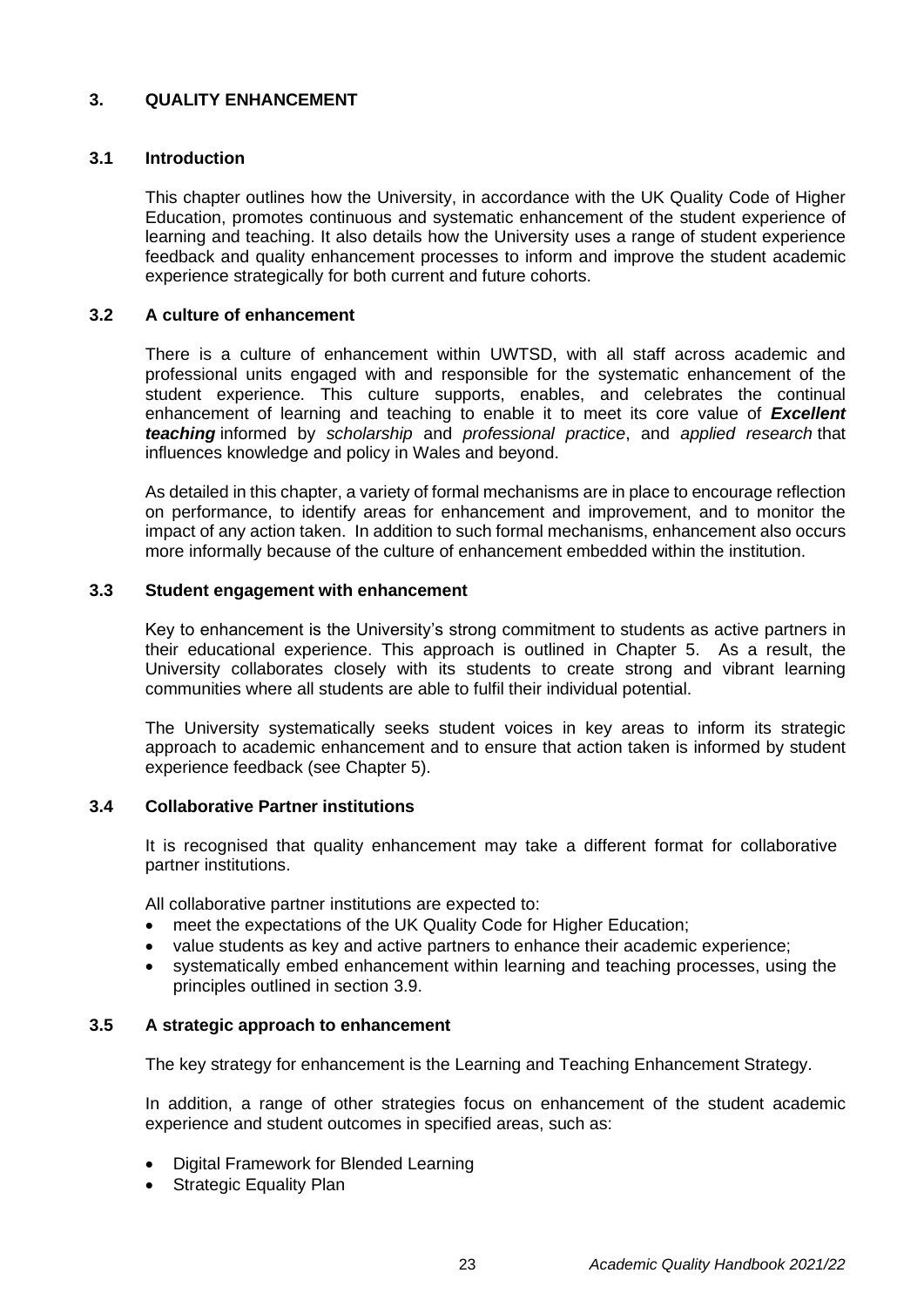## 3. QUALITY ENHANCEMENT

### 3.1 Introduction

This chapter outlines how the University, in accordance with the UK Quality Code of Higher Education, promotes continuous and systematic enhancement of the student experience of learning and teaching. It also details how the University uses a range of student experience feedback and quality enhancement processes to inform and improve the student academic experience strategically for both current and future cohorts.

### 3.2 A culture of enhancement

There is a culture of enhancement within UWTSD, with all staff across academic and professional units engaged with and responsible for the systematic enhancement of the student experience. This culture supports, enables, and celebrates the continual enhancement of learning and teaching to enable it to meet its core value of ***Excellent teaching*** informed by *scholarship* and *professional practice*, and *applied research* that influences knowledge and policy in Wales and beyond.

As detailed in this chapter, a variety of formal mechanisms are in place to encourage reflection on performance, to identify areas for enhancement and improvement, and to monitor the impact of any action taken. In addition to such formal mechanisms, enhancement also occurs more informally because of the culture of enhancement embedded within the institution.

### 3.3 Student engagement with enhancement

Key to enhancement is the University's strong commitment to students as active partners in their educational experience. This approach is outlined in Chapter 5. As a result, the University collaborates closely with its students to create strong and vibrant learning communities where all students are able to fulfil their individual potential.

The University systematically seeks student voices in key areas to inform its strategic approach to academic enhancement and to ensure that action taken is informed by student experience feedback (see Chapter 5).

### 3.4 Collaborative Partner institutions

It is recognised that quality enhancement may take a different format for collaborative partner institutions.

All collaborative partner institutions are expected to:

- meet the expectations of the UK Quality Code for Higher Education;
- value students as key and active partners to enhance their academic experience;
- systematically embed enhancement within learning and teaching processes, using the principles outlined in section 3.9.

### 3.5 A strategic approach to enhancement

The key strategy for enhancement is the Learning and Teaching Enhancement Strategy.

In addition, a range of other strategies focus on enhancement of the student academic experience and student outcomes in specified areas, such as:

- Digital Framework for Blended Learning
- Strategic Equality Plan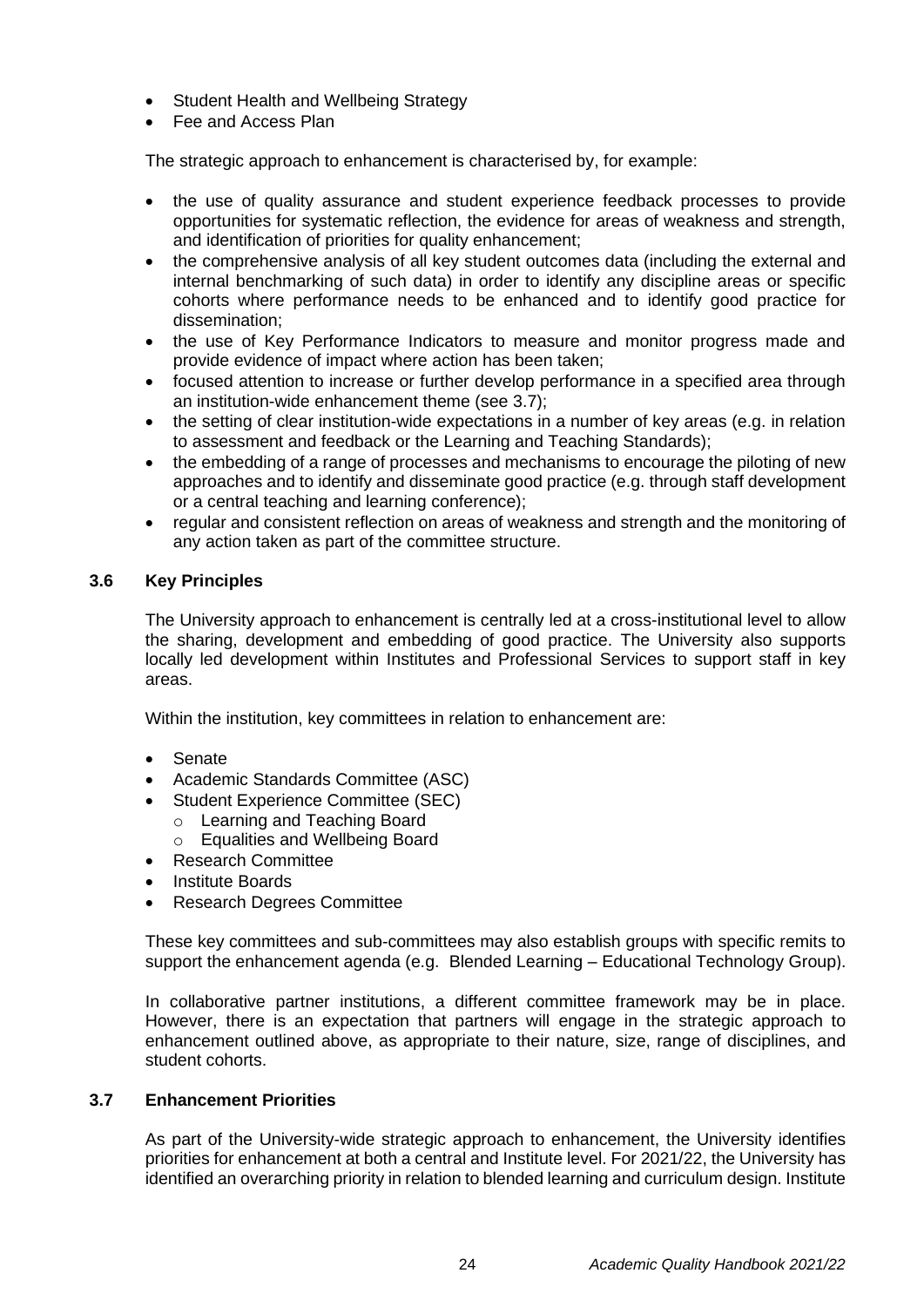- Student Health and Wellbeing Strategy
- Fee and Access Plan

The strategic approach to enhancement is characterised by, for example:

- the use of quality assurance and student experience feedback processes to provide opportunities for systematic reflection, the evidence for areas of weakness and strength, and identification of priorities for quality enhancement;
- the comprehensive analysis of all key student outcomes data (including the external and internal benchmarking of such data) in order to identify any discipline areas or specific cohorts where performance needs to be enhanced and to identify good practice for dissemination;
- the use of Key Performance Indicators to measure and monitor progress made and provide evidence of impact where action has been taken;
- focused attention to increase or further develop performance in a specified area through an institution-wide enhancement theme (see 3.7);
- the setting of clear institution-wide expectations in a number of key areas (e.g. in relation to assessment and feedback or the Learning and Teaching Standards);
- the embedding of a range of processes and mechanisms to encourage the piloting of new approaches and to identify and disseminate good practice (e.g. through staff development or a central teaching and learning conference);
- regular and consistent reflection on areas of weakness and strength and the monitoring of any action taken as part of the committee structure.

### 3.6 Key Principles

The University approach to enhancement is centrally led at a cross-institutional level to allow the sharing, development and embedding of good practice. The University also supports locally led development within Institutes and Professional Services to support staff in key areas.

Within the institution, key committees in relation to enhancement are:

- Senate
- Academic Standards Committee (ASC)
- Student Experience Committee (SEC)
  - Learning and Teaching Board
  - Equalities and Wellbeing Board
- Research Committee
- Institute Boards
- Research Degrees Committee

These key committees and sub-committees may also establish groups with specific remits to support the enhancement agenda (e.g. Blended Learning – Educational Technology Group).

In collaborative partner institutions, a different committee framework may be in place. However, there is an expectation that partners will engage in the strategic approach to enhancement outlined above, as appropriate to their nature, size, range of disciplines, and student cohorts.

### 3.7 Enhancement Priorities

As part of the University-wide strategic approach to enhancement, the University identifies priorities for enhancement at both a central and Institute level. For 2021/22, the University has identified an overarching priority in relation to blended learning and curriculum design. Institute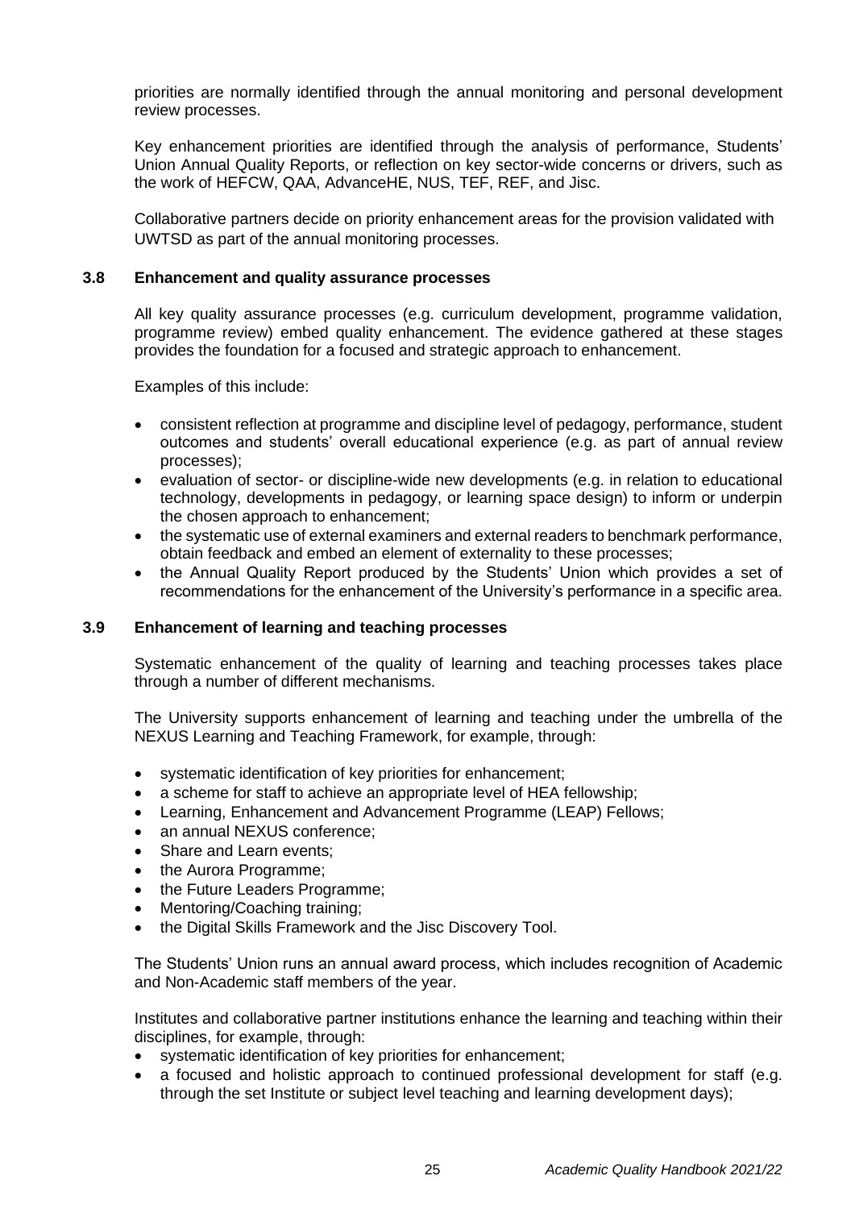priorities are normally identified through the annual monitoring and personal development review processes.

Key enhancement priorities are identified through the analysis of performance, Students' Union Annual Quality Reports, or reflection on key sector-wide concerns or drivers, such as the work of HEFCW, QAA, AdvanceHE, NUS, TEF, REF, and Jisc.

Collaborative partners decide on priority enhancement areas for the provision validated with UWTSD as part of the annual monitoring processes.

### 3.8 Enhancement and quality assurance processes

All key quality assurance processes (e.g. curriculum development, programme validation, programme review) embed quality enhancement. The evidence gathered at these stages provides the foundation for a focused and strategic approach to enhancement.

Examples of this include:

- consistent reflection at programme and discipline level of pedagogy, performance, student outcomes and students' overall educational experience (e.g. as part of annual review processes);
- evaluation of sector- or discipline-wide new developments (e.g. in relation to educational technology, developments in pedagogy, or learning space design) to inform or underpin the chosen approach to enhancement;
- the systematic use of external examiners and external readers to benchmark performance, obtain feedback and embed an element of externality to these processes;
- the Annual Quality Report produced by the Students' Union which provides a set of recommendations for the enhancement of the University's performance in a specific area.

### 3.9 Enhancement of learning and teaching processes

Systematic enhancement of the quality of learning and teaching processes takes place through a number of different mechanisms.

The University supports enhancement of learning and teaching under the umbrella of the NEXUS Learning and Teaching Framework, for example, through:

- systematic identification of key priorities for enhancement;
- a scheme for staff to achieve an appropriate level of HEA fellowship;
- Learning, Enhancement and Advancement Programme (LEAP) Fellows;
- an annual NEXUS conference;
- Share and Learn events;
- the Aurora Programme;
- the Future Leaders Programme;
- Mentoring/Coaching training;
- the Digital Skills Framework and the Jisc Discovery Tool.

The Students' Union runs an annual award process, which includes recognition of Academic and Non-Academic staff members of the year.

Institutes and collaborative partner institutions enhance the learning and teaching within their disciplines, for example, through:

- systematic identification of key priorities for enhancement;
- a focused and holistic approach to continued professional development for staff (e.g. through the set Institute or subject level teaching and learning development days);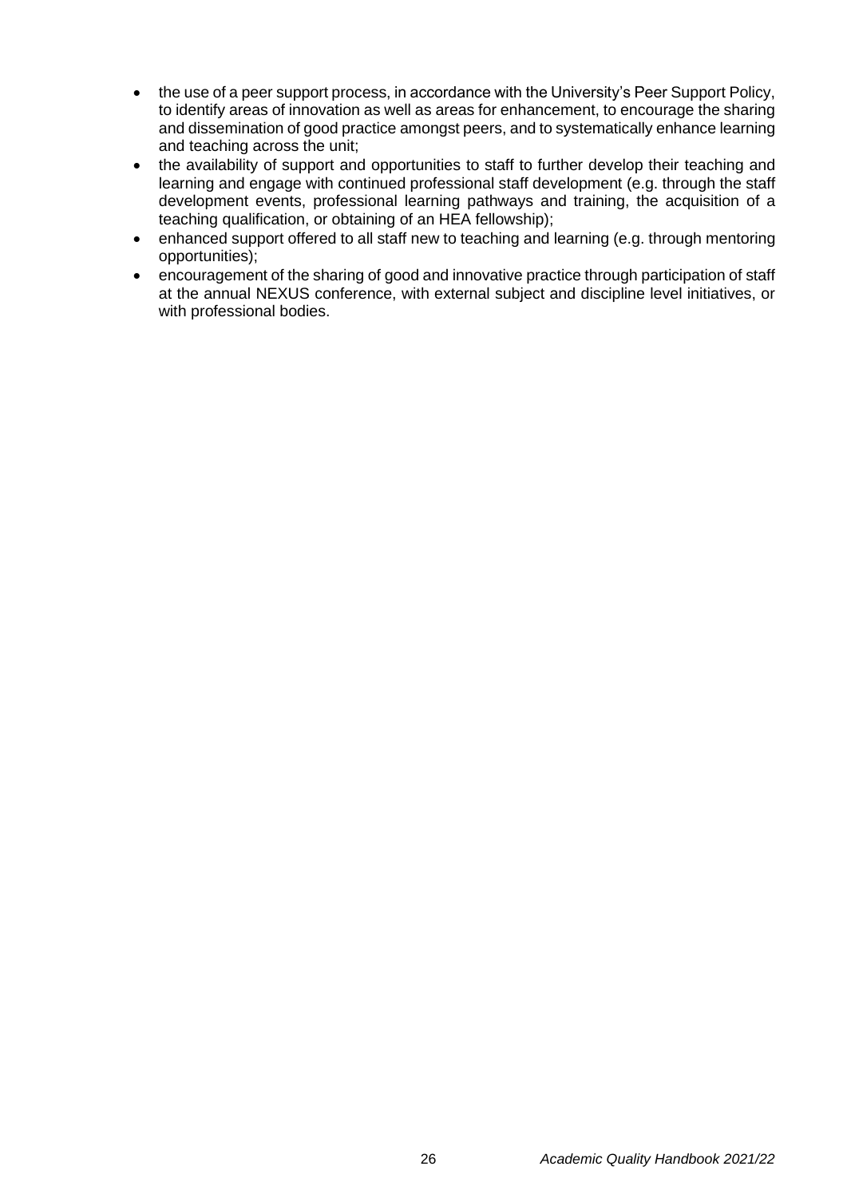- the use of a peer support process, in accordance with the University's Peer Support Policy, to identify areas of innovation as well as areas for enhancement, to encourage the sharing and dissemination of good practice amongst peers, and to systematically enhance learning and teaching across the unit;
- the availability of support and opportunities to staff to further develop their teaching and learning and engage with continued professional staff development (e.g. through the staff development events, professional learning pathways and training, the acquisition of a teaching qualification, or obtaining of an HEA fellowship);
- enhanced support offered to all staff new to teaching and learning (e.g. through mentoring opportunities);
- encouragement of the sharing of good and innovative practice through participation of staff at the annual NEXUS conference, with external subject and discipline level initiatives, or with professional bodies.